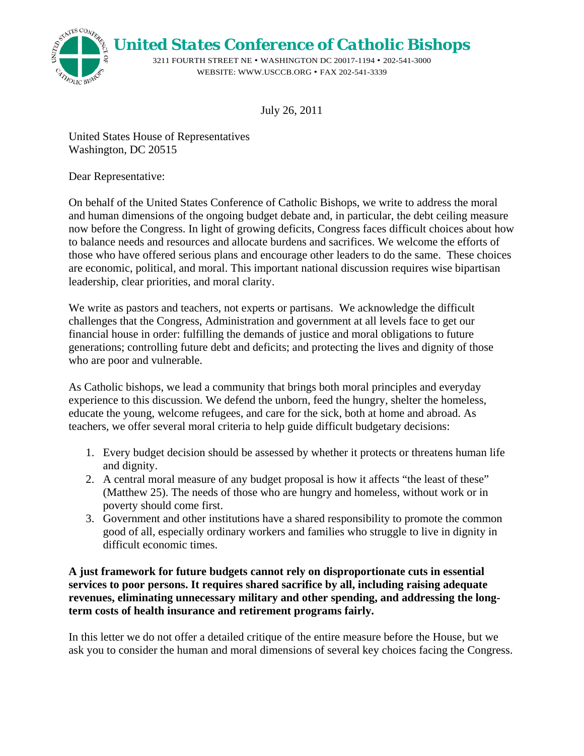# United States Conference of Catholic Bishops

3211 FOURTH STREET NE • WASHINGTON DC 20017-1194 • 202-541-3000
WEBSITE: WWW.USCCB.ORG • FAX 202-541-3339

July 26, 2011

United States House of Representatives
Washington, DC 20515

Dear Representative:

On behalf of the United States Conference of Catholic Bishops, we write to address the moral and human dimensions of the ongoing budget debate and, in particular, the debt ceiling measure now before the Congress. In light of growing deficits, Congress faces difficult choices about how to balance needs and resources and allocate burdens and sacrifices. We welcome the efforts of those who have offered serious plans and encourage other leaders to do the same. These choices are economic, political, and moral. This important national discussion requires wise bipartisan leadership, clear priorities, and moral clarity.

We write as pastors and teachers, not experts or partisans. We acknowledge the difficult challenges that the Congress, Administration and government at all levels face to get our financial house in order: fulfilling the demands of justice and moral obligations to future generations; controlling future debt and deficits; and protecting the lives and dignity of those who are poor and vulnerable.

As Catholic bishops, we lead a community that brings both moral principles and everyday experience to this discussion. We defend the unborn, feed the hungry, shelter the homeless, educate the young, welcome refugees, and care for the sick, both at home and abroad. As teachers, we offer several moral criteria to help guide difficult budgetary decisions:

1. Every budget decision should be assessed by whether it protects or threatens human life and dignity.
2. A central moral measure of any budget proposal is how it affects "the least of these" (Matthew 25). The needs of those who are hungry and homeless, without work or in poverty should come first.
3. Government and other institutions have a shared responsibility to promote the common good of all, especially ordinary workers and families who struggle to live in dignity in difficult economic times.

**A just framework for future budgets cannot rely on disproportionate cuts in essential services to poor persons. It requires shared sacrifice by all, including raising adequate revenues, eliminating unnecessary military and other spending, and addressing the long-term costs of health insurance and retirement programs fairly.**

In this letter we do not offer a detailed critique of the entire measure before the House, but we ask you to consider the human and moral dimensions of several key choices facing the Congress.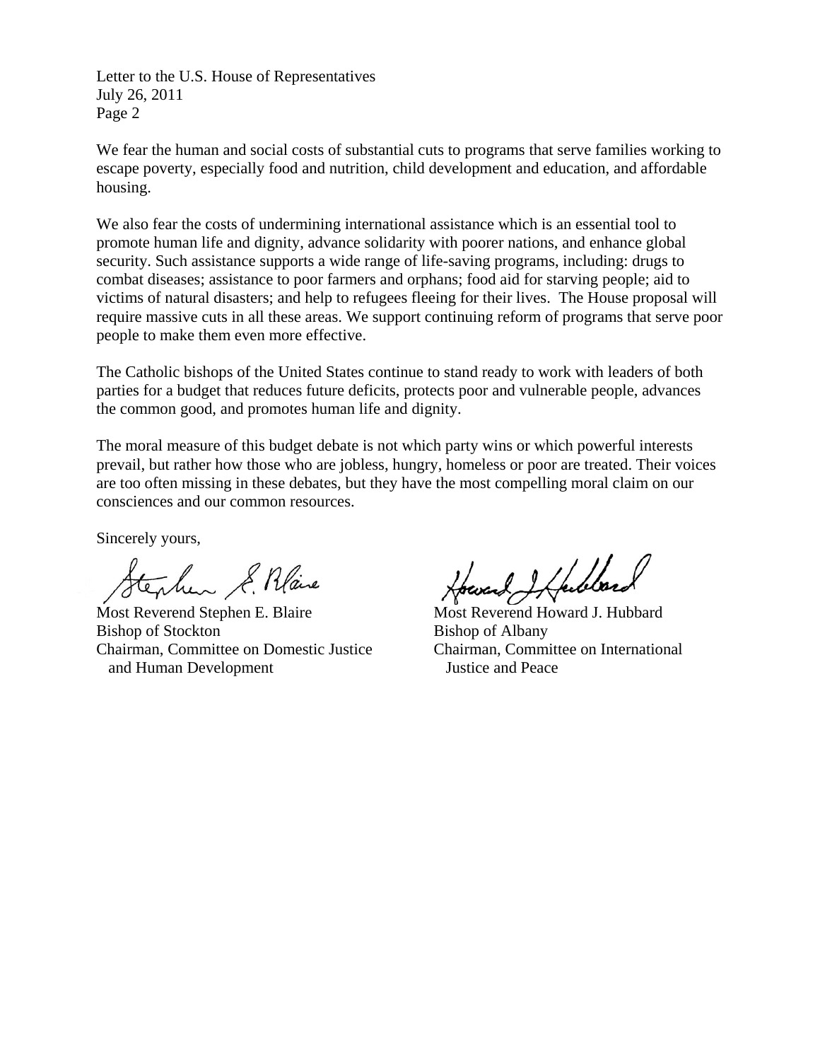We fear the human and social costs of substantial cuts to programs that serve families working to escape poverty, especially food and nutrition, child development and education, and affordable housing.

We also fear the costs of undermining international assistance which is an essential tool to promote human life and dignity, advance solidarity with poorer nations, and enhance global security. Such assistance supports a wide range of life-saving programs, including: drugs to combat diseases; assistance to poor farmers and orphans; food aid for starving people; aid to victims of natural disasters; and help to refugees fleeing for their lives. The House proposal will require massive cuts in all these areas. We support continuing reform of programs that serve poor people to make them even more effective.

The Catholic bishops of the United States continue to stand ready to work with leaders of both parties for a budget that reduces future deficits, protects poor and vulnerable people, advances the common good, and promotes human life and dignity.

The moral measure of this budget debate is not which party wins or which powerful interests prevail, but rather how those who are jobless, hungry, homeless or poor are treated. Their voices are too often missing in these debates, but they have the most compelling moral claim on our consciences and our common resources.

Sincerely yours,

Most Reverend Stephen E. Blaire
Bishop of Stockton
Chairman, Committee on Domestic Justice and Human Development

Most Reverend Howard J. Hubbard
Bishop of Albany
Chairman, Committee on International Justice and Peace